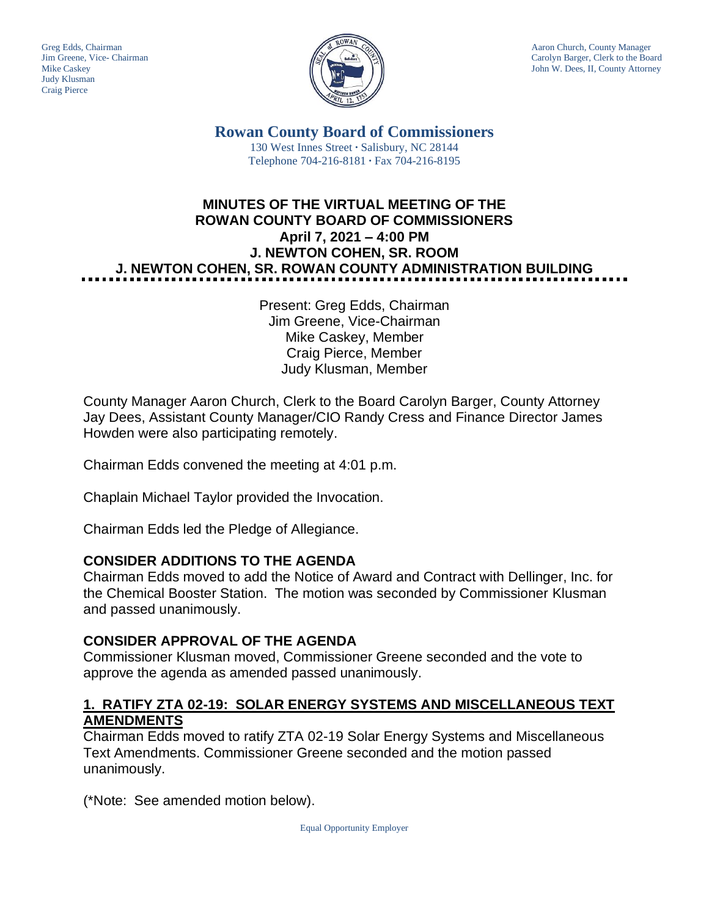Greg Edds, Chairman
Jim Greene, Vice- Chairman
Mike Caskey
Judy Klusman
Craig Pierce

Aaron Church, County Manager
Carolyn Barger, Clerk to the Board
John W. Dees, II, County Attorney

# Rowan County Board of Commissioners

130 West Innes Street · Salisbury, NC 28144
Telephone 704-216-8181 · Fax 704-216-8195

## MINUTES OF THE VIRTUAL MEETING OF THE ROWAN COUNTY BOARD OF COMMISSIONERS
## April 7, 2021 – 4:00 PM
## J. NEWTON COHEN, SR. ROOM
## J. NEWTON COHEN, SR. ROWAN COUNTY ADMINISTRATION BUILDING

Present: Greg Edds, Chairman
Jim Greene, Vice-Chairman
Mike Caskey, Member
Craig Pierce, Member
Judy Klusman, Member

County Manager Aaron Church, Clerk to the Board Carolyn Barger, County Attorney Jay Dees, Assistant County Manager/CIO Randy Cress and Finance Director James Howden were also participating remotely.

Chairman Edds convened the meeting at 4:01 p.m.

Chaplain Michael Taylor provided the Invocation.

Chairman Edds led the Pledge of Allegiance.

### CONSIDER ADDITIONS TO THE AGENDA

Chairman Edds moved to add the Notice of Award and Contract with Dellinger, Inc. for the Chemical Booster Station. The motion was seconded by Commissioner Klusman and passed unanimously.

### CONSIDER APPROVAL OF THE AGENDA

Commissioner Klusman moved, Commissioner Greene seconded and the vote to approve the agenda as amended passed unanimously.

### 1. RATIFY ZTA 02-19: SOLAR ENERGY SYSTEMS AND MISCELLANEOUS TEXT AMENDMENTS

Chairman Edds moved to ratify ZTA 02-19 Solar Energy Systems and Miscellaneous Text Amendments. Commissioner Greene seconded and the motion passed unanimously.

(*Note: See amended motion below).

Equal Opportunity Employer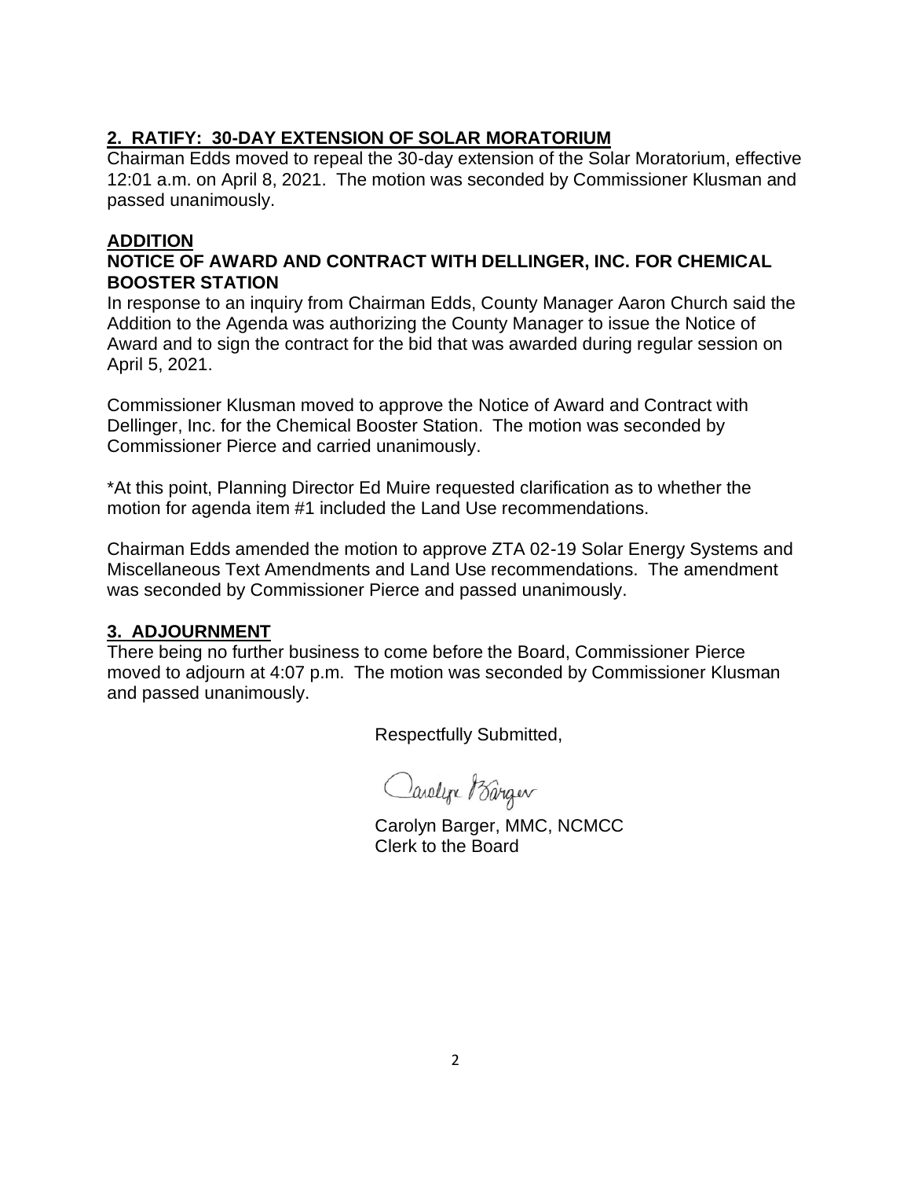## 2. RATIFY: 30-DAY EXTENSION OF SOLAR MORATORIUM

Chairman Edds moved to repeal the 30-day extension of the Solar Moratorium, effective 12:01 a.m. on April 8, 2021. The motion was seconded by Commissioner Klusman and passed unanimously.

## ADDITION

### NOTICE OF AWARD AND CONTRACT WITH DELLINGER, INC. FOR CHEMICAL BOOSTER STATION

In response to an inquiry from Chairman Edds, County Manager Aaron Church said the Addition to the Agenda was authorizing the County Manager to issue the Notice of Award and to sign the contract for the bid that was awarded during regular session on April 5, 2021.

Commissioner Klusman moved to approve the Notice of Award and Contract with Dellinger, Inc. for the Chemical Booster Station. The motion was seconded by Commissioner Pierce and carried unanimously.

*At this point, Planning Director Ed Muire requested clarification as to whether the motion for agenda item #1 included the Land Use recommendations.

Chairman Edds amended the motion to approve ZTA 02-19 Solar Energy Systems and Miscellaneous Text Amendments and Land Use recommendations. The amendment was seconded by Commissioner Pierce and passed unanimously.

## 3. ADJOURNMENT

There being no further business to come before the Board, Commissioner Pierce moved to adjourn at 4:07 p.m. The motion was seconded by Commissioner Klusman and passed unanimously.

Respectfully Submitted,

Carolyn Barger

Carolyn Barger, MMC, NCMCC
Clerk to the Board